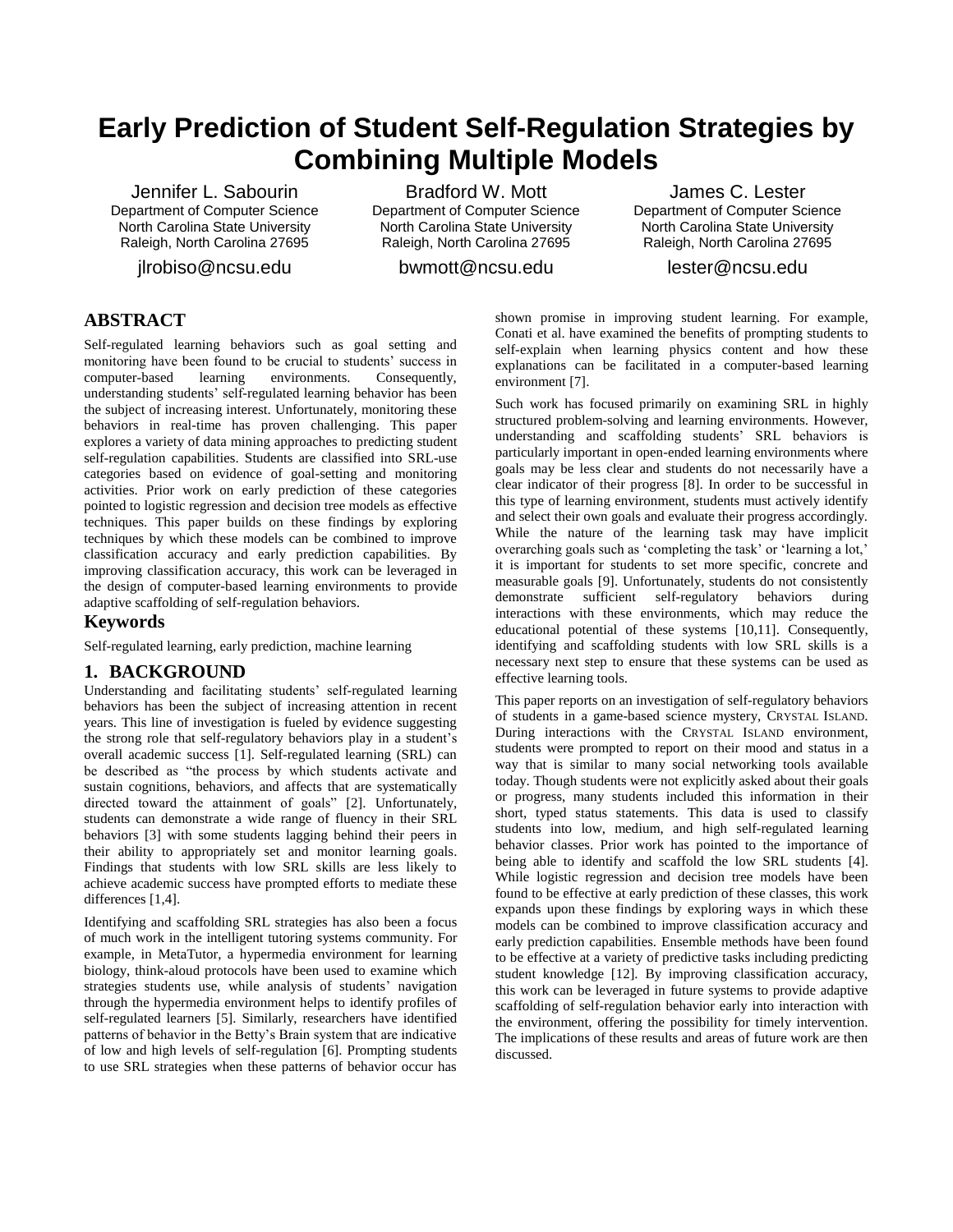# Early Prediction of Student Self-Regulation Strategies by Combining Multiple Models

Jennifer L. Sabourin
Department of Computer Science
North Carolina State University
Raleigh, North Carolina 27695
jlrobiso@ncsu.edu

Bradford W. Mott
Department of Computer Science
North Carolina State University
Raleigh, North Carolina 27695
bwmott@ncsu.edu

James C. Lester
Department of Computer Science
North Carolina State University
Raleigh, North Carolina 27695
lester@ncsu.edu

## ABSTRACT

Self-regulated learning behaviors such as goal setting and monitoring have been found to be crucial to students' success in computer-based learning environments. Consequently, understanding students' self-regulated learning behavior has been the subject of increasing interest. Unfortunately, monitoring these behaviors in real-time has proven challenging. This paper explores a variety of data mining approaches to predicting student self-regulation capabilities. Students are classified into SRL-use categories based on evidence of goal-setting and monitoring activities. Prior work on early prediction of these categories pointed to logistic regression and decision tree models as effective techniques. This paper builds on these findings by exploring techniques by which these models can be combined to improve classification accuracy and early prediction capabilities. By improving classification accuracy, this work can be leveraged in the design of computer-based learning environments to provide adaptive scaffolding of self-regulation behaviors.

## Keywords

Self-regulated learning, early prediction, machine learning

## 1. BACKGROUND

Understanding and facilitating students' self-regulated learning behaviors has been the subject of increasing attention in recent years. This line of investigation is fueled by evidence suggesting the strong role that self-regulatory behaviors play in a student's overall academic success [1]. Self-regulated learning (SRL) can be described as "the process by which students activate and sustain cognitions, behaviors, and affects that are systematically directed toward the attainment of goals" [2]. Unfortunately, students can demonstrate a wide range of fluency in their SRL behaviors [3] with some students lagging behind their peers in their ability to appropriately set and monitor learning goals. Findings that students with low SRL skills are less likely to achieve academic success have prompted efforts to mediate these differences [1,4].

Identifying and scaffolding SRL strategies has also been a focus of much work in the intelligent tutoring systems community. For example, in MetaTutor, a hypermedia environment for learning biology, think-aloud protocols have been used to examine which strategies students use, while analysis of students' navigation through the hypermedia environment helps to identify profiles of self-regulated learners [5]. Similarly, researchers have identified patterns of behavior in the Betty's Brain system that are indicative of low and high levels of self-regulation [6]. Prompting students to use SRL strategies when these patterns of behavior occur has shown promise in improving student learning. For example, Conati et al. have examined the benefits of prompting students to self-explain when learning physics content and how these explanations can be facilitated in a computer-based learning environment [7].

Such work has focused primarily on examining SRL in highly structured problem-solving and learning environments. However, understanding and scaffolding students' SRL behaviors is particularly important in open-ended learning environments where goals may be less clear and students do not necessarily have a clear indicator of their progress [8]. In order to be successful in this type of learning environment, students must actively identify and select their own goals and evaluate their progress accordingly. While the nature of the learning task may have implicit overarching goals such as 'completing the task' or 'learning a lot,' it is important for students to set more specific, concrete and measurable goals [9]. Unfortunately, students do not consistently demonstrate sufficient self-regulatory behaviors during interactions with these environments, which may reduce the educational potential of these systems [10,11]. Consequently, identifying and scaffolding students with low SRL skills is a necessary next step to ensure that these systems can be used as effective learning tools.

This paper reports on an investigation of self-regulatory behaviors of students in a game-based science mystery, CRYSTAL ISLAND. During interactions with the CRYSTAL ISLAND environment, students were prompted to report on their mood and status in a way that is similar to many social networking tools available today. Though students were not explicitly asked about their goals or progress, many students included this information in their short, typed status statements. This data is used to classify students into low, medium, and high self-regulated learning behavior classes. Prior work has pointed to the importance of being able to identify and scaffold the low SRL students [4]. While logistic regression and decision tree models have been found to be effective at early prediction of these classes, this work expands upon these findings by exploring ways in which these models can be combined to improve classification accuracy and early prediction capabilities. Ensemble methods have been found to be effective at a variety of predictive tasks including predicting student knowledge [12]. By improving classification accuracy, this work can be leveraged in future systems to provide adaptive scaffolding of self-regulation behavior early into interaction with the environment, offering the possibility for timely intervention. The implications of these results and areas of future work are then discussed.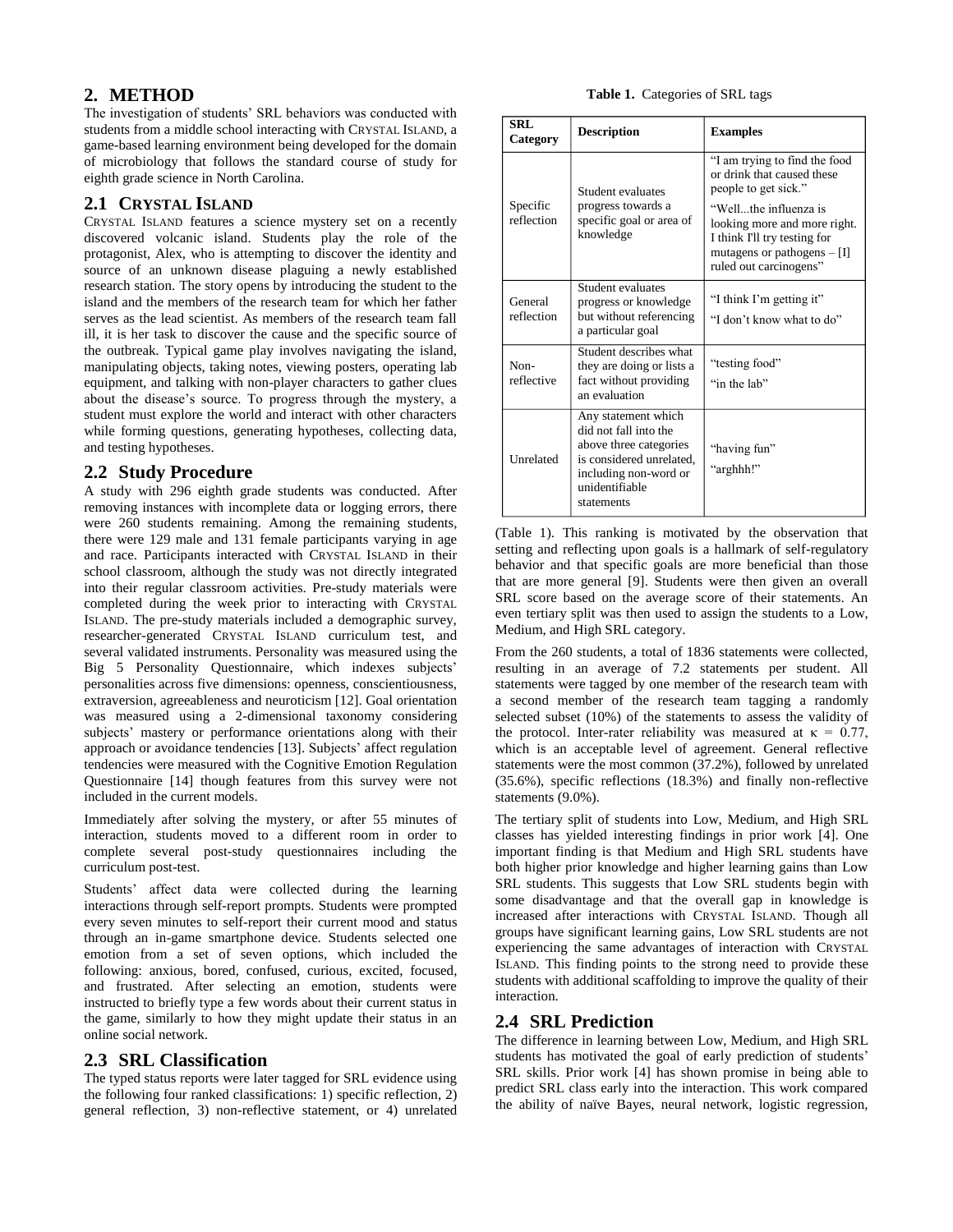## 2. METHOD

The investigation of students' SRL behaviors was conducted with students from a middle school interacting with CRYSTAL ISLAND, a game-based learning environment being developed for the domain of microbiology that follows the standard course of study for eighth grade science in North Carolina.

### 2.1 CRYSTAL ISLAND

CRYSTAL ISLAND features a science mystery set on a recently discovered volcanic island. Students play the role of the protagonist, Alex, who is attempting to discover the identity and source of an unknown disease plaguing a newly established research station. The story opens by introducing the student to the island and the members of the research team for which her father serves as the lead scientist. As members of the research team fall ill, it is her task to discover the cause and the specific source of the outbreak. Typical game play involves navigating the island, manipulating objects, taking notes, viewing posters, operating lab equipment, and talking with non-player characters to gather clues about the disease's source. To progress through the mystery, a student must explore the world and interact with other characters while forming questions, generating hypotheses, collecting data, and testing hypotheses.

### 2.2 Study Procedure

A study with 296 eighth grade students was conducted. After removing instances with incomplete data or logging errors, there were 260 students remaining. Among the remaining students, there were 129 male and 131 female participants varying in age and race. Participants interacted with CRYSTAL ISLAND in their school classroom, although the study was not directly integrated into their regular classroom activities. Pre-study materials were completed during the week prior to interacting with CRYSTAL ISLAND. The pre-study materials included a demographic survey, researcher-generated CRYSTAL ISLAND curriculum test, and several validated instruments. Personality was measured using the Big 5 Personality Questionnaire, which indexes subjects' personalities across five dimensions: openness, conscientiousness, extraversion, agreeableness and neuroticism [12]. Goal orientation was measured using a 2-dimensional taxonomy considering subjects' mastery or performance orientations along with their approach or avoidance tendencies [13]. Subjects' affect regulation tendencies were measured with the Cognitive Emotion Regulation Questionnaire [14] though features from this survey were not included in the current models.

Immediately after solving the mystery, or after 55 minutes of interaction, students moved to a different room in order to complete several post-study questionnaires including the curriculum post-test.

Students' affect data were collected during the learning interactions through self-report prompts. Students were prompted every seven minutes to self-report their current mood and status through an in-game smartphone device. Students selected one emotion from a set of seven options, which included the following: anxious, bored, confused, curious, excited, focused, and frustrated. After selecting an emotion, students were instructed to briefly type a few words about their current status in the game, similarly to how they might update their status in an online social network.

### 2.3 SRL Classification

The typed status reports were later tagged for SRL evidence using the following four ranked classifications: 1) specific reflection, 2) general reflection, 3) non-reflective statement, or 4) unrelated (Table 1). This ranking is motivated by the observation that setting and reflecting upon goals is a hallmark of self-regulatory behavior and that specific goals are more beneficial than those that are more general [9]. Students were then given an overall SRL score based on the average score of their statements. An even tertiary split was then used to assign the students to a Low, Medium, and High SRL category.

**Table 1.** Categories of SRL tags

| SRL Category | Description | Examples |
|---|---|---|
| Specific reflection | Student evaluates progress towards a specific goal or area of knowledge | "I am trying to find the food or drink that caused these people to get sick." "Well...the influenza is looking more and more right. I think I'll try testing for mutagens or pathogens – [I] ruled out carcinogens" |
| General reflection | Student evaluates progress or knowledge but without referencing a particular goal | "I think I'm getting it" "I don't know what to do" |
| Non-reflective | Student describes what they are doing or lists a fact without providing an evaluation | "testing food" "in the lab" |
| Unrelated | Any statement which did not fall into the above three categories is considered unrelated, including non-word or unidentifiable statements | "having fun" "arghhh!" |

From the 260 students, a total of 1836 statements were collected, resulting in an average of 7.2 statements per student. All statements were tagged by one member of the research team with a second member of the research team tagging a randomly selected subset (10%) of the statements to assess the validity of the protocol. Inter-rater reliability was measured at $\kappa = 0.77$, which is an acceptable level of agreement. General reflective statements were the most common (37.2%), followed by unrelated (35.6%), specific reflections (18.3%) and finally non-reflective statements (9.0%).

The tertiary split of students into Low, Medium, and High SRL classes has yielded interesting findings in prior work [4]. One important finding is that Medium and High SRL students have both higher prior knowledge and higher learning gains than Low SRL students. This suggests that Low SRL students begin with some disadvantage and that the overall gap in knowledge is increased after interactions with CRYSTAL ISLAND. Though all groups have significant learning gains, Low SRL students are not experiencing the same advantages of interaction with CRYSTAL ISLAND. This finding points to the strong need to provide these students with additional scaffolding to improve the quality of their interaction.

### 2.4 SRL Prediction

The difference in learning between Low, Medium, and High SRL students has motivated the goal of early prediction of students' SRL skills. Prior work [4] has shown promise in being able to predict SRL class early into the interaction. This work compared the ability of naïve Bayes, neural network, logistic regression,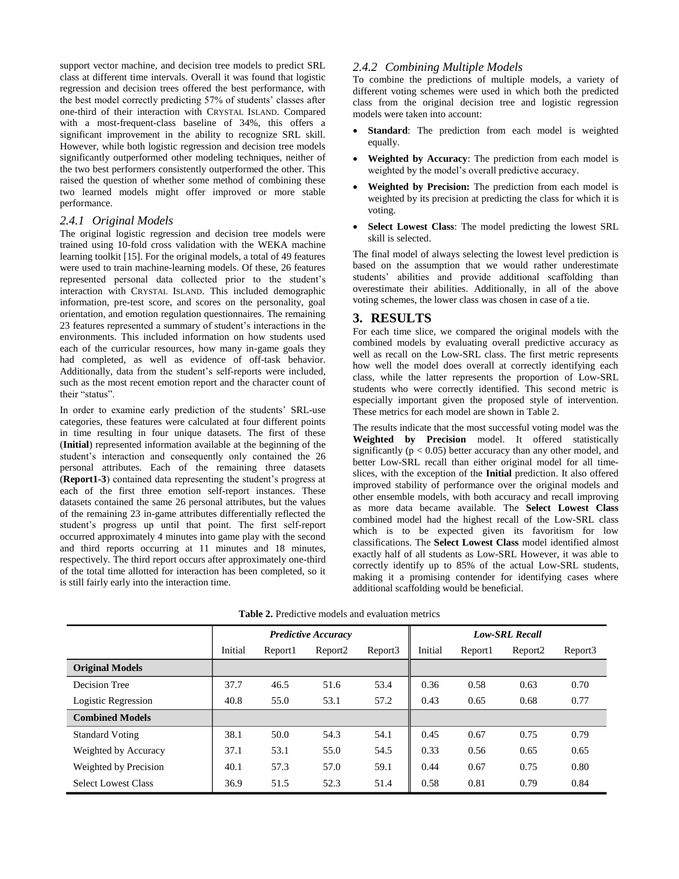support vector machine, and decision tree models to predict SRL class at different time intervals. Overall it was found that logistic regression and decision trees offered the best performance, with the best model correctly predicting 57% of students' classes after one-third of their interaction with CRYSTAL ISLAND. Compared with a most-frequent-class baseline of 34%, this offers a significant improvement in the ability to recognize SRL skill. However, while both logistic regression and decision tree models significantly outperformed other modeling techniques, neither of the two best performers consistently outperformed the other. This raised the question of whether some method of combining these two learned models might offer improved or more stable performance.

### *2.4.1 Original Models*

The original logistic regression and decision tree models were trained using 10-fold cross validation with the WEKA machine learning toolkit [15]. For the original models, a total of 49 features were used to train machine-learning models. Of these, 26 features represented personal data collected prior to the student's interaction with CRYSTAL ISLAND. This included demographic information, pre-test score, and scores on the personality, goal orientation, and emotion regulation questionnaires. The remaining 23 features represented a summary of student's interactions in the environments. This included information on how students used each of the curricular resources, how many in-game goals they had completed, as well as evidence of off-task behavior. Additionally, data from the student's self-reports were included, such as the most recent emotion report and the character count of their "status".

In order to examine early prediction of the students' SRL-use categories, these features were calculated at four different points in time resulting in four unique datasets. The first of these (**Initial**) represented information available at the beginning of the student's interaction and consequently only contained the 26 personal attributes. Each of the remaining three datasets (**Report1-3**) contained data representing the student's progress at each of the first three emotion self-report instances. These datasets contained the same 26 personal attributes, but the values of the remaining 23 in-game attributes differentially reflected the student's progress up until that point. The first self-report occurred approximately 4 minutes into game play with the second and third reports occurring at 11 minutes and 18 minutes, respectively. The third report occurs after approximately one-third of the total time allotted for interaction has been completed, so it is still fairly early into the interaction time.

### *2.4.2 Combining Multiple Models*

To combine the predictions of multiple models, a variety of different voting schemes were used in which both the predicted class from the original decision tree and logistic regression models were taken into account:

- **Standard**: The prediction from each model is weighted equally.
- **Weighted by Accuracy**: The prediction from each model is weighted by the model's overall predictive accuracy.
- **Weighted by Precision:** The prediction from each model is weighted by its precision at predicting the class for which it is voting.
- **Select Lowest Class**: The model predicting the lowest SRL skill is selected.

The final model of always selecting the lowest level prediction is based on the assumption that we would rather underestimate students' abilities and provide additional scaffolding than overestimate their abilities. Additionally, in all of the above voting schemes, the lower class was chosen in case of a tie.

## 3. RESULTS

For each time slice, we compared the original models with the combined models by evaluating overall predictive accuracy as well as recall on the Low-SRL class. The first metric represents how well the model does overall at correctly identifying each class, while the latter represents the proportion of Low-SRL students who were correctly identified. This second metric is especially important given the proposed style of intervention. These metrics for each model are shown in Table 2.

The results indicate that the most successful voting model was the **Weighted by Precision** model. It offered statistically significantly ($p < 0.05$) better accuracy than any other model, and better Low-SRL recall than either original model for all time-slices, with the exception of the **Initial** prediction. It also offered improved stability of performance over the original models and other ensemble models, with both accuracy and recall improving as more data became available. The **Select Lowest Class** combined model had the highest recall of the Low-SRL class which is to be expected given its favoritism for low classifications. The **Select Lowest Class** model identified almost exactly half of all students as Low-SRL However, it was able to correctly identify up to 85% of the actual Low-SRL students, making it a promising contender for identifying cases where additional scaffolding would be beneficial.

**Table 2.** Predictive models and evaluation metrics

| | *Predictive Accuracy* | | | | *Low-SRL Recall* | | | |
|---|---|---|---|---|---|---|---|---|
| | Initial | Report1 | Report2 | Report3 | Initial | Report1 | Report2 | Report3 |
| **Original Models** | | | | | | | | |
| Decision Tree | 37.7 | 46.5 | 51.6 | 53.4 | 0.36 | 0.58 | 0.63 | 0.70 |
| Logistic Regression | 40.8 | 55.0 | 53.1 | 57.2 | 0.43 | 0.65 | 0.68 | 0.77 |
| **Combined Models** | | | | | | | | |
| Standard Voting | 38.1 | 50.0 | 54.3 | 54.1 | 0.45 | 0.67 | 0.75 | 0.79 |
| Weighted by Accuracy | 37.1 | 53.1 | 55.0 | 54.5 | 0.33 | 0.56 | 0.65 | 0.65 |
| Weighted by Precision | 40.1 | 57.3 | 57.0 | 59.1 | 0.44 | 0.67 | 0.75 | 0.80 |
| Select Lowest Class | 36.9 | 51.5 | 52.3 | 51.4 | 0.58 | 0.81 | 0.79 | 0.84 |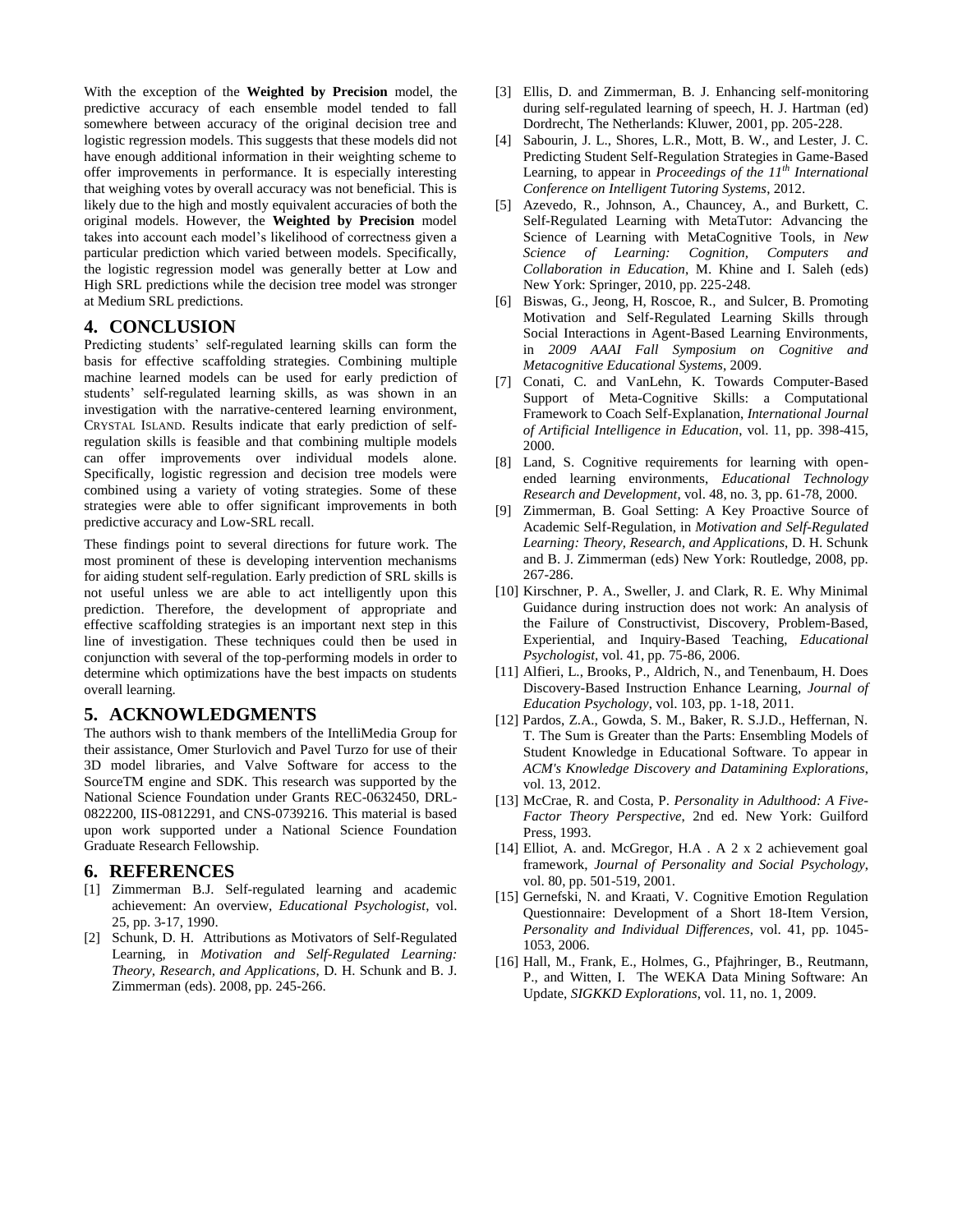With the exception of the **Weighted by Precision** model, the predictive accuracy of each ensemble model tended to fall somewhere between accuracy of the original decision tree and logistic regression models. This suggests that these models did not have enough additional information in their weighting scheme to offer improvements in performance. It is especially interesting that weighing votes by overall accuracy was not beneficial. This is likely due to the high and mostly equivalent accuracies of both the original models. However, the **Weighted by Precision** model takes into account each model's likelihood of correctness given a particular prediction which varied between models. Specifically, the logistic regression model was generally better at Low and High SRL predictions while the decision tree model was stronger at Medium SRL predictions.

## 4. CONCLUSION

Predicting students' self-regulated learning skills can form the basis for effective scaffolding strategies. Combining multiple machine learned models can be used for early prediction of students' self-regulated learning skills, as was shown in an investigation with the narrative-centered learning environment, CRYSTAL ISLAND. Results indicate that early prediction of self-regulation skills is feasible and that combining multiple models can offer improvements over individual models alone. Specifically, logistic regression and decision tree models were combined using a variety of voting strategies. Some of these strategies were able to offer significant improvements in both predictive accuracy and Low-SRL recall.

These findings point to several directions for future work. The most prominent of these is developing intervention mechanisms for aiding student self-regulation. Early prediction of SRL skills is not useful unless we are able to act intelligently upon this prediction. Therefore, the development of appropriate and effective scaffolding strategies is an important next step in this line of investigation. These techniques could then be used in conjunction with several of the top-performing models in order to determine which optimizations have the best impacts on students overall learning.

## 5. ACKNOWLEDGMENTS

The authors wish to thank members of the IntelliMedia Group for their assistance, Omer Sturlovich and Pavel Turzo for use of their 3D model libraries, and Valve Software for access to the SourceTM engine and SDK. This research was supported by the National Science Foundation under Grants REC-0632450, DRL-0822200, IIS-0812291, and CNS-0739216. This material is based upon work supported under a National Science Foundation Graduate Research Fellowship.

## 6. REFERENCES

[1] Zimmerman B.J. Self-regulated learning and academic achievement: An overview, *Educational Psychologist*, vol. 25, pp. 3-17, 1990.

[2] Schunk, D. H. Attributions as Motivators of Self-Regulated Learning, in *Motivation and Self-Regulated Learning: Theory, Research, and Applications*, D. H. Schunk and B. J. Zimmerman (eds). 2008, pp. 245-266.

[3] Ellis, D. and Zimmerman, B. J. Enhancing self-monitoring during self-regulated learning of speech, H. J. Hartman (ed) Dordrecht, The Netherlands: Kluwer, 2001, pp. 205-228.

[4] Sabourin, J. L., Shores, L.R., Mott, B. W., and Lester, J. C. Predicting Student Self-Regulation Strategies in Game-Based Learning, to appear in *Proceedings of the 11th International Conference on Intelligent Tutoring Systems*, 2012.

[5] Azevedo, R., Johnson, A., Chauncey, A., and Burkett, C. Self-Regulated Learning with MetaTutor: Advancing the Science of Learning with MetaCognitive Tools, in *New Science of Learning: Cognition, Computers and Collaboration in Education*, M. Khine and I. Saleh (eds) New York: Springer, 2010, pp. 225-248.

[6] Biswas, G., Jeong, H, Roscoe, R., and Sulcer, B. Promoting Motivation and Self-Regulated Learning Skills through Social Interactions in Agent-Based Learning Environments, in *2009 AAAI Fall Symposium on Cognitive and Metacognitive Educational Systems*, 2009.

[7] Conati, C. and VanLehn, K. Towards Computer-Based Support of Meta-Cognitive Skills: a Computational Framework to Coach Self-Explanation, *International Journal of Artificial Intelligence in Education*, vol. 11, pp. 398-415, 2000.

[8] Land, S. Cognitive requirements for learning with open-ended learning environments, *Educational Technology Research and Development*, vol. 48, no. 3, pp. 61-78, 2000.

[9] Zimmerman, B. Goal Setting: A Key Proactive Source of Academic Self-Regulation, in *Motivation and Self-Regulated Learning: Theory, Research, and Applications*, D. H. Schunk and B. J. Zimmerman (eds) New York: Routledge, 2008, pp. 267-286.

[10] Kirschner, P. A., Sweller, J. and Clark, R. E. Why Minimal Guidance during instruction does not work: An analysis of the Failure of Constructivist, Discovery, Problem-Based, Experiential, and Inquiry-Based Teaching, *Educational Psychologist*, vol. 41, pp. 75-86, 2006.

[11] Alfieri, L., Brooks, P., Aldrich, N., and Tenenbaum, H. Does Discovery-Based Instruction Enhance Learning, *Journal of Education Psychology*, vol. 103, pp. 1-18, 2011.

[12] Pardos, Z.A., Gowda, S. M., Baker, R. S.J.D., Heffernan, N. T. The Sum is Greater than the Parts: Ensembling Models of Student Knowledge in Educational Software. To appear in *ACM's Knowledge Discovery and Datamining Explorations*, vol. 13, 2012.

[13] McCrae, R. and Costa, P. *Personality in Adulthood: A Five-Factor Theory Perspective*, 2nd ed. New York: Guilford Press, 1993.

[14] Elliot, A. and. McGregor, H.A . A 2 x 2 achievement goal framework, *Journal of Personality and Social Psychology*, vol. 80, pp. 501-519, 2001.

[15] Gernefski, N. and Kraati, V. Cognitive Emotion Regulation Questionnaire: Development of a Short 18-Item Version, *Personality and Individual Differences*, vol. 41, pp. 1045-1053, 2006.

[16] Hall, M., Frank, E., Holmes, G., Pfajhringer, B., Reutmann, P., and Witten, I. The WEKA Data Mining Software: An Update, *SIGKKD Explorations*, vol. 11, no. 1, 2009.